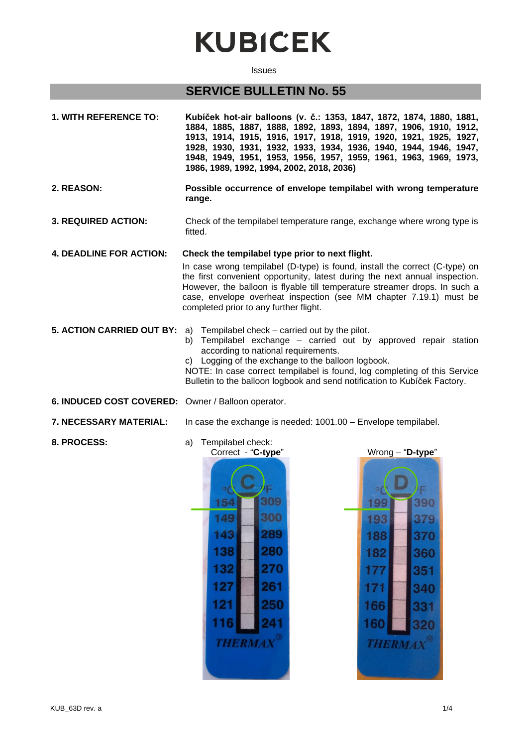# KUBICEK

Issues

## SERVICE BULLETIN No. 55

**1. WITH REFERENCE TO:** **Kubíček hot-air balloons (v. č.: 1353, 1847, 1872, 1874, 1880, 1881, 1884, 1885, 1887, 1888, 1892, 1893, 1894, 1897, 1906, 1910, 1912, 1913, 1914, 1915, 1916, 1917, 1918, 1919, 1920, 1921, 1925, 1927, 1928, 1930, 1931, 1932, 1933, 1934, 1936, 1940, 1944, 1946, 1947, 1948, 1949, 1951, 1953, 1956, 1957, 1959, 1961, 1963, 1969, 1973, 1986, 1989, 1992, 1994, 2002, 2018, 2036)**

**2. REASON:** **Possible occurrence of envelope tempilabel with wrong temperature range.**

**3. REQUIRED ACTION:** Check of the tempilabel temperature range, exchange where wrong type is fitted.

**4. DEADLINE FOR ACTION:** **Check the tempilabel type prior to next flight.**

In case wrong tempilabel (D-type) is found, install the correct (C-type) on the first convenient opportunity, latest during the next annual inspection. However, the balloon is flyable till temperature streamer drops. In such a case, envelope overheat inspection (see MM chapter 7.19.1) must be completed prior to any further flight.

**5. ACTION CARRIED OUT BY:**

a) Tempilabel check – carried out by the pilot.
b) Tempilabel exchange – carried out by approved repair station according to national requirements.
c) Logging of the exchange to the balloon logbook.

NOTE: In case correct tempilabel is found, log completing of this Service Bulletin to the balloon logbook and send notification to Kubíček Factory.

**6. INDUCED COST COVERED:** Owner / Balloon operator.

**7. NECESSARY MATERIAL:** In case the exchange is needed: 1001.00 – Envelope tempilabel.

**8. PROCESS:**

a) Templilabel check:

Correct - "**C-type**"

C
°C °F
154 309
149 300
143 289
138 280
132 270
127 261
121 250
116 241
THERMAX®

Wrong – "**D-type**"

D
°C °F
199 390
193 379
188 370
182 360
177 351
171 340
166 331
160 320
THERMAX®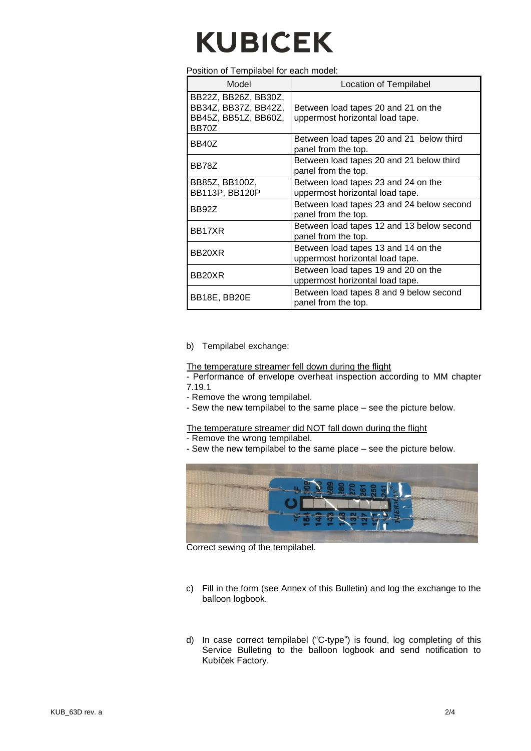# KUBIČEK

Position of Tempilabel for each model:

| Model | Location of Tempilabel |
|---|---|
| BB22Z, BB26Z, BB30Z, BB34Z, BB37Z, BB42Z, BB45Z, BB51Z, BB60Z, BB70Z | Between load tapes 20 and 21 on the uppermost horizontal load tape. |
| BB40Z | Between load tapes 20 and 21 below third panel from the top. |
| BB78Z | Between load tapes 20 and 21 below third panel from the top. |
| BB85Z, BB100Z, BB113P, BB120P | Between load tapes 23 and 24 on the uppermost horizontal load tape. |
| BB92Z | Between load tapes 23 and 24 below second panel from the top. |
| BB17XR | Between load tapes 12 and 13 below second panel from the top. |
| BB20XR | Between load tapes 13 and 14 on the uppermost horizontal load tape. |
| BB20XR | Between load tapes 19 and 20 on the uppermost horizontal load tape. |
| BB18E, BB20E | Between load tapes 8 and 9 below second panel from the top. |

b) Tempilabel exchange:

The temperature streamer fell down during the flight

- Performance of envelope overheat inspection according to MM chapter 7.19.1
- Remove the wrong tempilabel.
- Sew the new tempilabel to the same place – see the picture below.

The temperature streamer did NOT fall down during the flight

- Remove the wrong tempilabel.
- Sew the new tempilabel to the same place – see the picture below.

Correct sewing of the tempilabel.

c) Fill in the form (see Annex of this Bulletin) and log the exchange to the balloon logbook.

d) In case correct tempilabel ("C-type") is found, log completing of this Service Bulleting to the balloon logbook and send notification to Kubíček Factory.

KUB_63D rev. a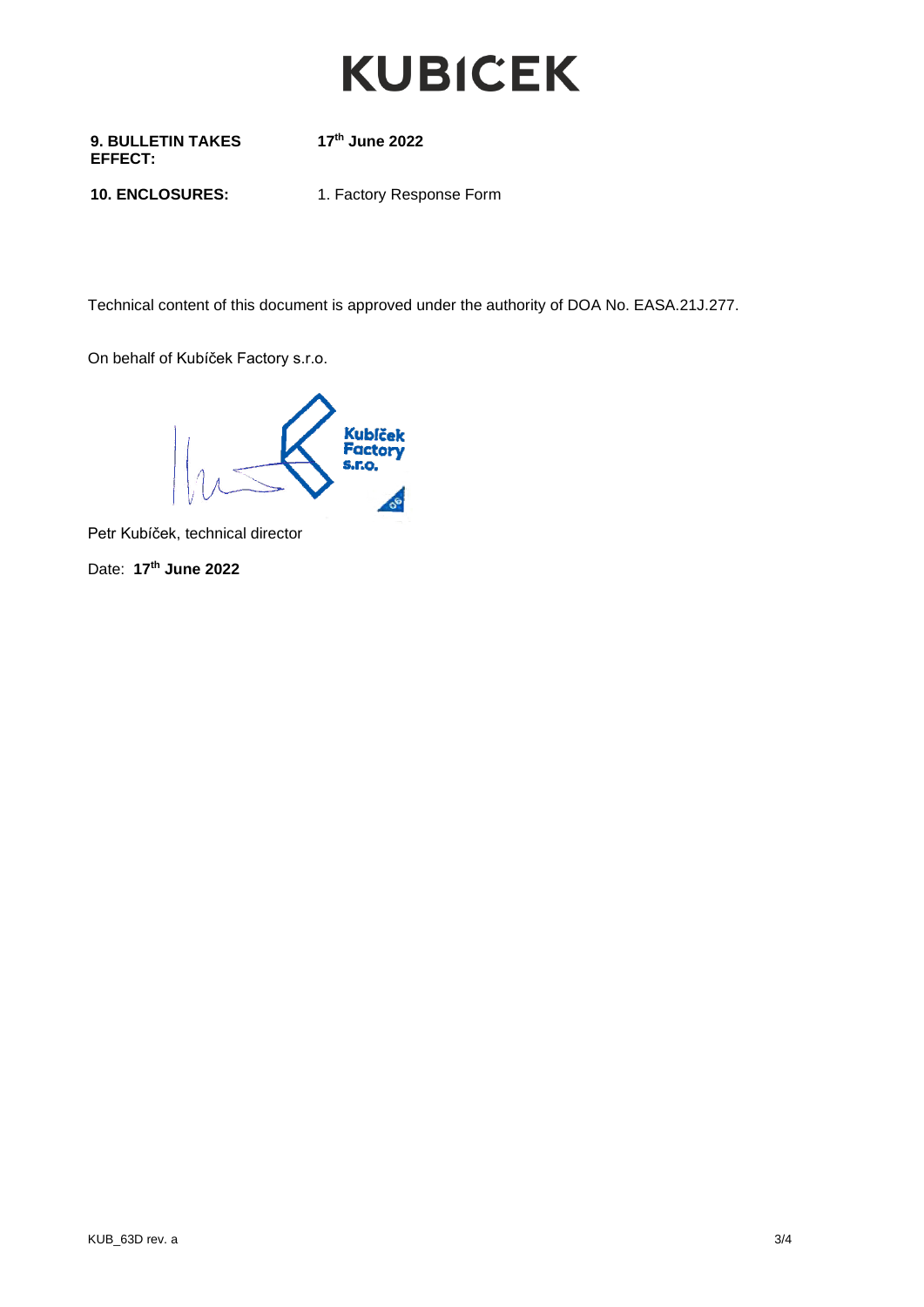| | |
|---|---|
| **9. BULLETIN TAKES EFFECT:** | **17th June 2022** |
| **10. ENCLOSURES:** | 1. Factory Response Form |

Technical content of this document is approved under the authority of DOA No. EASA.21J.277.

On behalf of Kubíček Factory s.r.o.

Petr Kubíček, technical director

Date: **17th June 2022**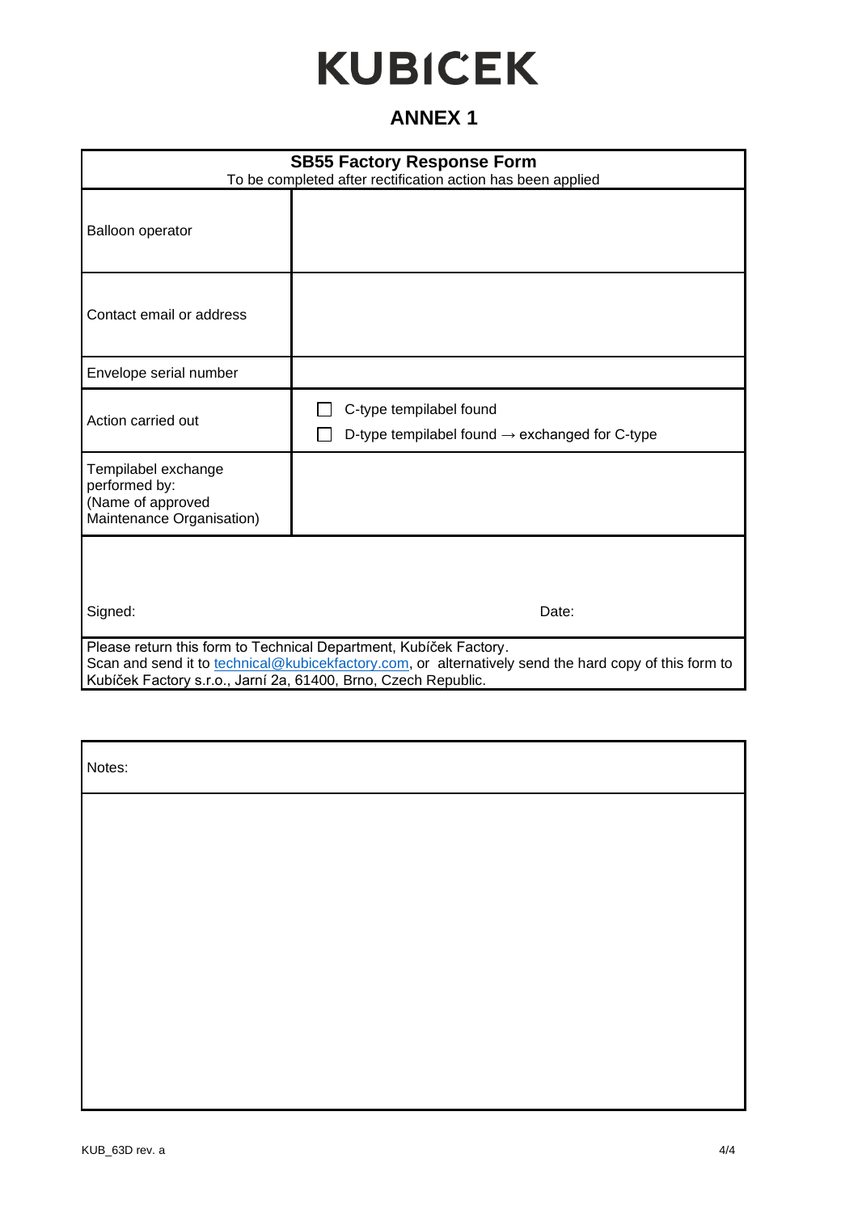# KUBIĆEK

## ANNEX 1

| SB55 Factory Response Form<br>To be completed after rectification action has been applied | |
|---|---|
| Balloon operator | |
| Contact email or address | |
| Envelope serial number | |
| Action carried out | ☐ C-type tempilabel found<br>☐ D-type tempilabel found → exchanged for C-type |
| Tempilabel exchange performed by:<br>(Name of approved Maintenance Organisation) | |
| Signed: | Date: |
| Please return this form to Technical Department, Kubíček Factory.<br>Scan and send it to technical@kubicekfactory.com, or alternatively send the hard copy of this form to Kubíček Factory s.r.o., Jarní 2a, 61400, Brno, Czech Republic. | |

| Notes: |
|---|
| |

KUB_63D rev. a